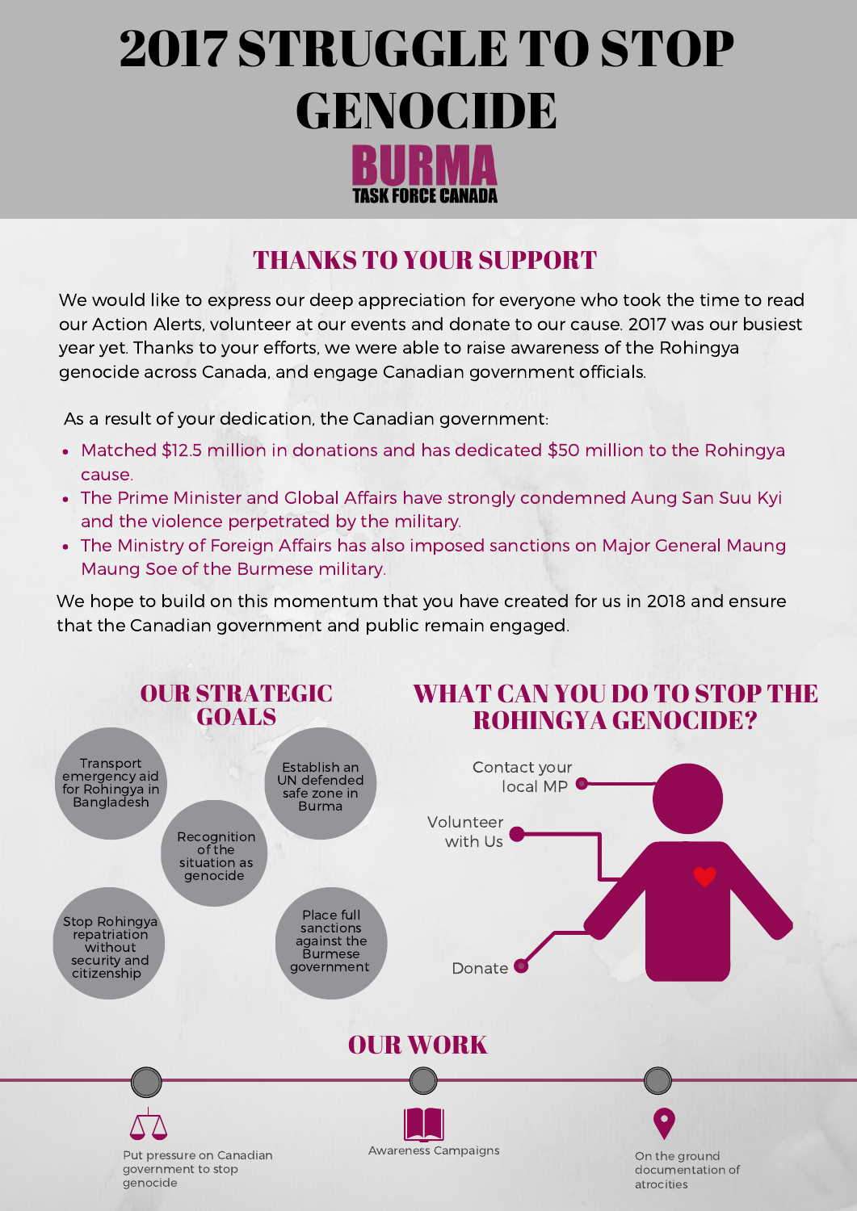# 2017 STRUGGLE TO STOP GENOCIDE

**BURMA**
**TASK FORCE CANADA**

## THANKS TO YOUR SUPPORT

We would like to express our deep appreciation for everyone who took the time to read our Action Alerts, volunteer at our events and donate to our cause. 2017 was our busiest year yet. Thanks to your efforts, we were able to raise awareness of the Rohingya genocide across Canada, and engage Canadian government officials.

As a result of your dedication, the Canadian government:

- Matched $12.5 million in donations and has dedicated $50 million to the Rohingya cause.
- The Prime Minister and Global Affairs have strongly condemned Aung San Suu Kyi and the violence perpetrated by the military.
- The Ministry of Foreign Affairs has also imposed sanctions on Major General Maung Maung Soe of the Burmese military.

We hope to build on this momentum that you have created for us in 2018 and ensure that the Canadian government and public remain engaged.

## OUR STRATEGIC GOALS

- Transport emergency aid for Rohingya in Bangladesh
- Establish an UN defended safe zone in Burma
- Recognition of the situation as genocide
- Stop Rohingya repatriation without security and citizenship
- Place full sanctions against the Burmese government

## WHAT CAN YOU DO TO STOP THE ROHINGYA GENOCIDE?

- Contact your local MP
- Volunteer with Us
- Donate

## OUR WORK

- Put pressure on Canadian government to stop genocide
- Awareness Campaigns
- On the ground documentation of atrocities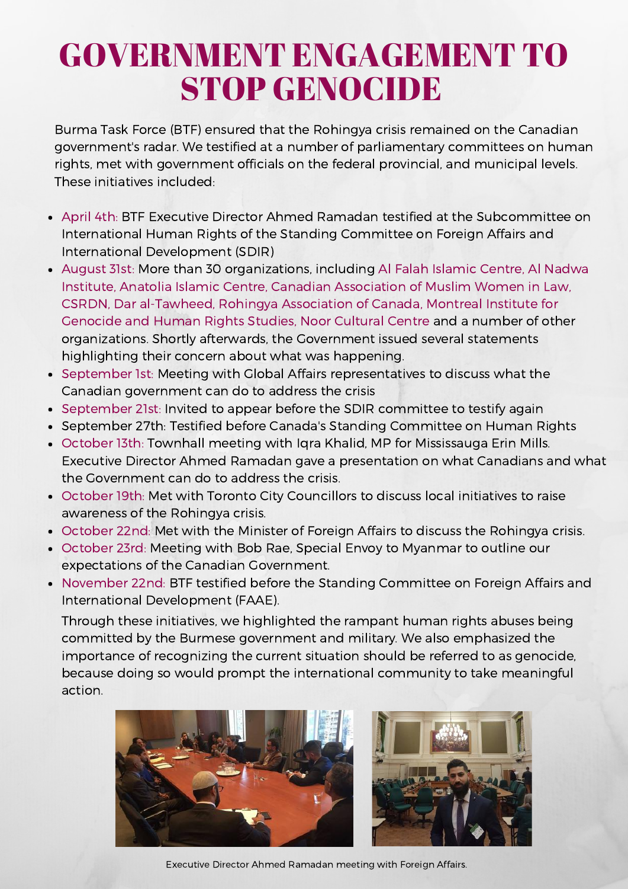# GOVERNMENT ENGAGEMENT TO STOP GENOCIDE

Burma Task Force (BTF) ensured that the Rohingya crisis remained on the Canadian government's radar. We testified at a number of parliamentary committees on human rights, met with government officials on the federal provincial, and municipal levels. These initiatives included:

- April 4th: BTF Executive Director Ahmed Ramadan testified at the Subcommittee on International Human Rights of the Standing Committee on Foreign Affairs and International Development (SDIR)
- August 31st: More than 30 organizations, including Al Falah Islamic Centre, Al Nadwa Institute, Anatolia Islamic Centre, Canadian Association of Muslim Women in Law, CSRDN, Dar al-Tawheed, Rohingya Association of Canada, Montreal Institute for Genocide and Human Rights Studies, Noor Cultural Centre and a number of other organizations. Shortly afterwards, the Government issued several statements highlighting their concern about what was happening.
- September 1st: Meeting with Global Affairs representatives to discuss what the Canadian government can do to address the crisis
- September 21st: Invited to appear before the SDIR committee to testify again
- September 27th: Testified before Canada's Standing Committee on Human Rights
- October 13th: Townhall meeting with Iqra Khalid, MP for Mississauga Erin Mills. Executive Director Ahmed Ramadan gave a presentation on what Canadians and what the Government can do to address the crisis.
- October 19th: Met with Toronto City Councillors to discuss local initiatives to raise awareness of the Rohingya crisis.
- October 22nd: Met with the Minister of Foreign Affairs to discuss the Rohingya crisis.
- October 23rd: Meeting with Bob Rae, Special Envoy to Myanmar to outline our expectations of the Canadian Government.
- November 22nd: BTF testified before the Standing Committee on Foreign Affairs and International Development (FAAE).

Through these initiatives, we highlighted the rampant human rights abuses being committed by the Burmese government and military. We also emphasized the importance of recognizing the current situation should be referred to as genocide, because doing so would prompt the international community to take meaningful action.

Executive Director Ahmed Ramadan meeting with Foreign Affairs.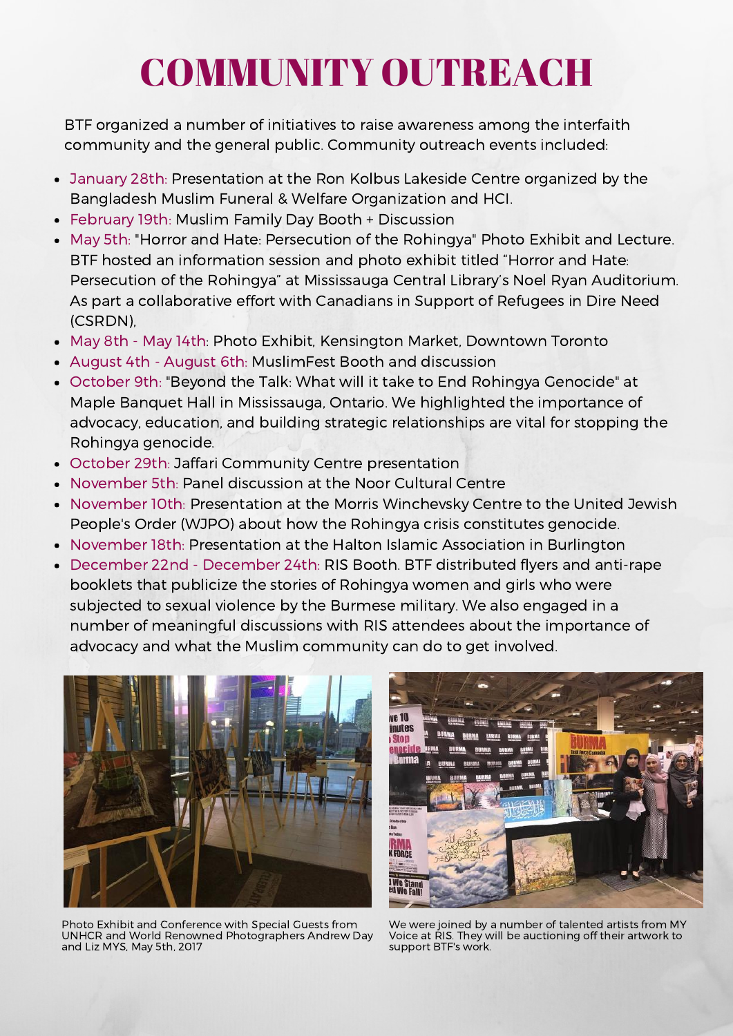# COMMUNITY OUTREACH

BTF organized a number of initiatives to raise awareness among the interfaith community and the general public. Community outreach events included:

- January 28th: Presentation at the Ron Kolbus Lakeside Centre organized by the Bangladesh Muslim Funeral & Welfare Organization and HCI.
- February 19th: Muslim Family Day Booth + Discussion
- May 5th: "Horror and Hate: Persecution of the Rohingya" Photo Exhibit and Lecture. BTF hosted an information session and photo exhibit titled "Horror and Hate: Persecution of the Rohingya" at Mississauga Central Library's Noel Ryan Auditorium. As part a collaborative effort with Canadians in Support of Refugees in Dire Need (CSRDN),
- May 8th - May 14th: Photo Exhibit, Kensington Market, Downtown Toronto
- August 4th - August 6th: MuslimFest Booth and discussion
- October 9th: "Beyond the Talk: What will it take to End Rohingya Genocide" at Maple Banquet Hall in Mississauga, Ontario. We highlighted the importance of advocacy, education, and building strategic relationships are vital for stopping the Rohingya genocide.
- October 29th: Jaffari Community Centre presentation
- November 5th: Panel discussion at the Noor Cultural Centre
- November 10th: Presentation at the Morris Winchevsky Centre to the United Jewish People's Order (WJPO) about how the Rohingya crisis constitutes genocide.
- November 18th: Presentation at the Halton Islamic Association in Burlington
- December 22nd - December 24th: RIS Booth. BTF distributed flyers and anti-rape booklets that publicize the stories of Rohingya women and girls who were subjected to sexual violence by the Burmese military. We also engaged in a number of meaningful discussions with RIS attendees about the importance of advocacy and what the Muslim community can do to get involved.

Photo Exhibit and Conference with Special Guests from UNHCR and World Renowned Photographers Andrew Day and Liz MYS, May 5th, 2017

We were joined by a number of talented artists from MY Voice at RIS. They will be auctioning off their artwork to support BTF's work.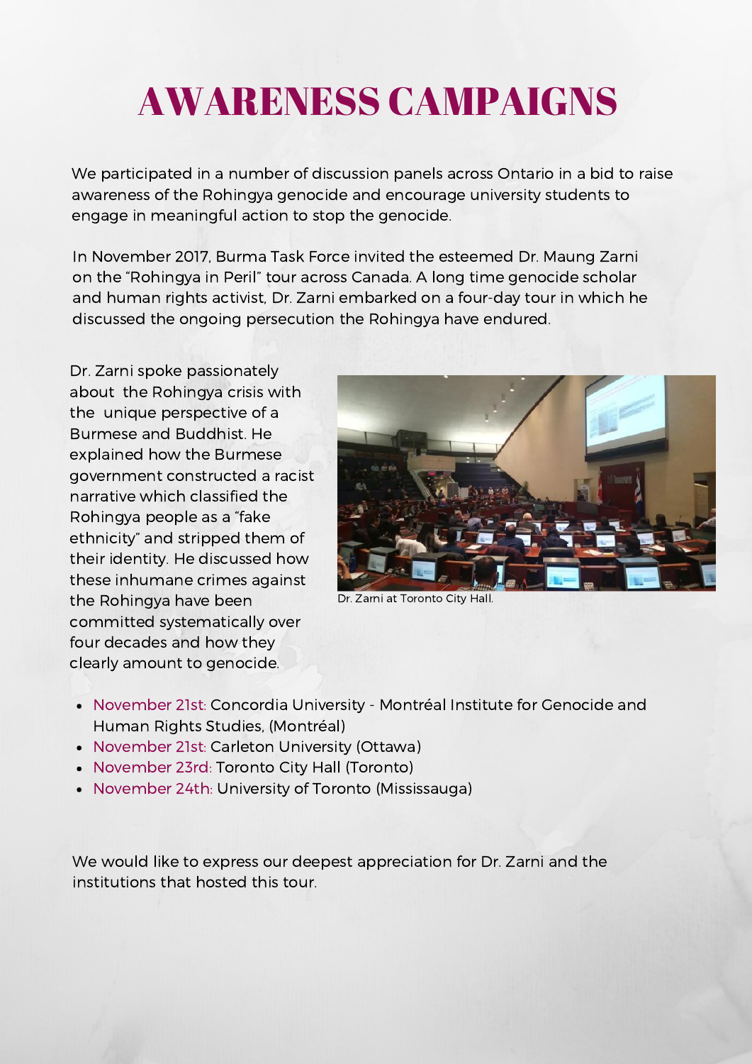# AWARENESS CAMPAIGNS

We participated in a number of discussion panels across Ontario in a bid to raise awareness of the Rohingya genocide and encourage university students to engage in meaningful action to stop the genocide.

In November 2017, Burma Task Force invited the esteemed Dr. Maung Zarni on the "Rohingya in Peril" tour across Canada. A long time genocide scholar and human rights activist, Dr. Zarni embarked on a four-day tour in which he discussed the ongoing persecution the Rohingya have endured.

Dr. Zarni spoke passionately about the Rohingya crisis with the unique perspective of a Burmese and Buddhist. He explained how the Burmese government constructed a racist narrative which classified the Rohingya people as a "fake ethnicity" and stripped them of their identity. He discussed how these inhumane crimes against the Rohingya have been committed systematically over four decades and how they clearly amount to genocide.

Dr. Zarni at Toronto City Hall.

- November 21st: Concordia University - Montréal Institute for Genocide and Human Rights Studies, (Montréal)
- November 21st: Carleton University (Ottawa)
- November 23rd: Toronto City Hall (Toronto)
- November 24th: University of Toronto (Mississauga)

We would like to express our deepest appreciation for Dr. Zarni and the institutions that hosted this tour.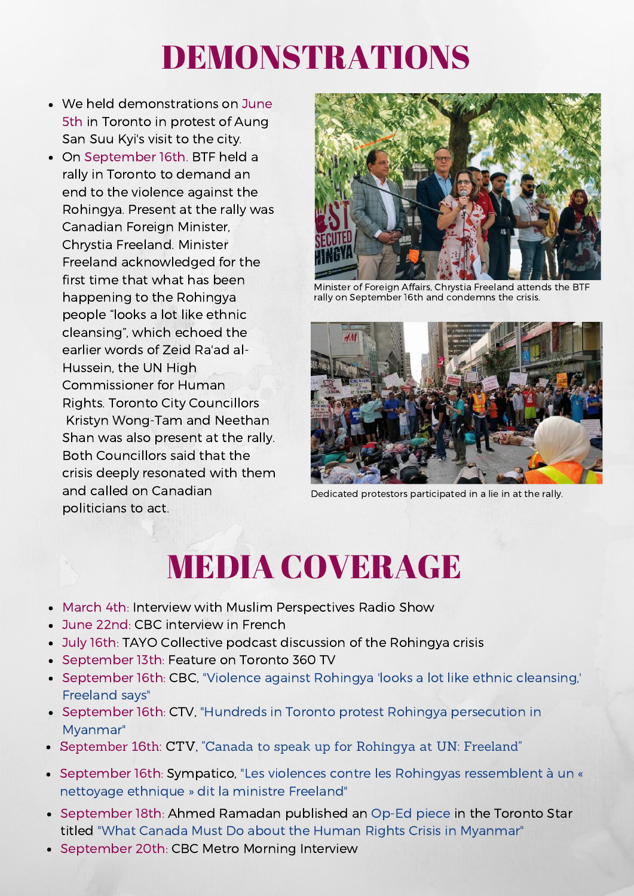# DEMONSTRATIONS

- We held demonstrations on June 5th in Toronto in protest of Aung San Suu Kyi's visit to the city.
- On September 16th. BTF held a rally in Toronto to demand an end to the violence against the Rohingya. Present at the rally was Canadian Foreign Minister, Chrystia Freeland. Minister Freeland acknowledged for the first time that what has been happening to the Rohingya people "looks a lot like ethnic cleansing", which echoed the earlier words of Zeid Ra'ad al-Hussein, the UN High Commissioner for Human Rights. Toronto City Councillors Kristyn Wong-Tam and Neethan Shan was also present at the rally. Both Councillors said that the crisis deeply resonated with them and called on Canadian politicians to act.

Minister of Foreign Affairs, Chrystia Freeland attends the BTF rally on September 16th and condemns the crisis.

Dedicated protestors participated in a lie in at the rally.

# MEDIA COVERAGE

- March 4th: Interview with Muslim Perspectives Radio Show
- June 22nd: CBC interview in French
- July 16th: TAYO Collective podcast discussion of the Rohingya crisis
- September 13th: Feature on Toronto 360 TV
- September 16th: CBC, "Violence against Rohingya 'looks a lot like ethnic cleansing,' Freeland says"
- September 16th: CTV, "Hundreds in Toronto protest Rohingya persecution in Myanmar"
- September 16th: CTV, "Canada to speak up for Rohingya at UN: Freeland"
- September 16th: Sympatico, "Les violences contre les Rohingyas ressemblent à un « nettoyage ethnique » dit la ministre Freeland"
- September 18th: Ahmed Ramadan published an Op-Ed piece in the Toronto Star titled "What Canada Must Do about the Human Rights Crisis in Myanmar"
- September 20th: CBC Metro Morning Interview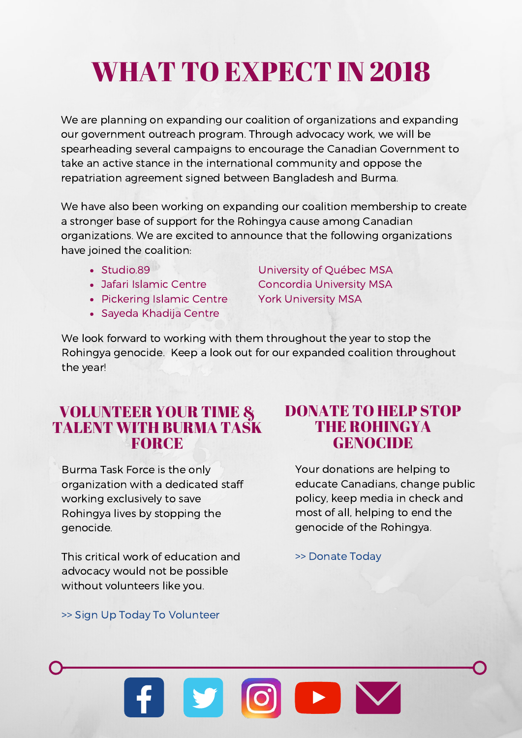# WHAT TO EXPECT IN 2018

We are planning on expanding our coalition of organizations and expanding our government outreach program. Through advocacy work, we will be spearheading several campaigns to encourage the Canadian Government to take an active stance in the international community and oppose the repatriation agreement signed between Bangladesh and Burma.

We have also been working on expanding our coalition membership to create a stronger base of support for the Rohingya cause among Canadian organizations. We are excited to announce that the following organizations have joined the coalition:

- Studio.89
- Jafari Islamic Centre
- Pickering Islamic Centre
- Sayeda Khadija Centre
- University of Québec MSA
- Concordia University MSA
- York University MSA

We look forward to working with them throughout the year to stop the Rohingya genocide. Keep a look out for our expanded coalition throughout the year!

## VOLUNTEER YOUR TIME & TALENT WITH BURMA TASK FORCE

Burma Task Force is the only organization with a dedicated staff working exclusively to save Rohingya lives by stopping the genocide.

This critical work of education and advocacy would not be possible without volunteers like you.

>> Sign Up Today To Volunteer

## DONATE TO HELP STOP THE ROHINGYA GENOCIDE

Your donations are helping to educate Canadians, change public policy, keep media in check and most of all, helping to end the genocide of the Rohingya.

>> Donate Today